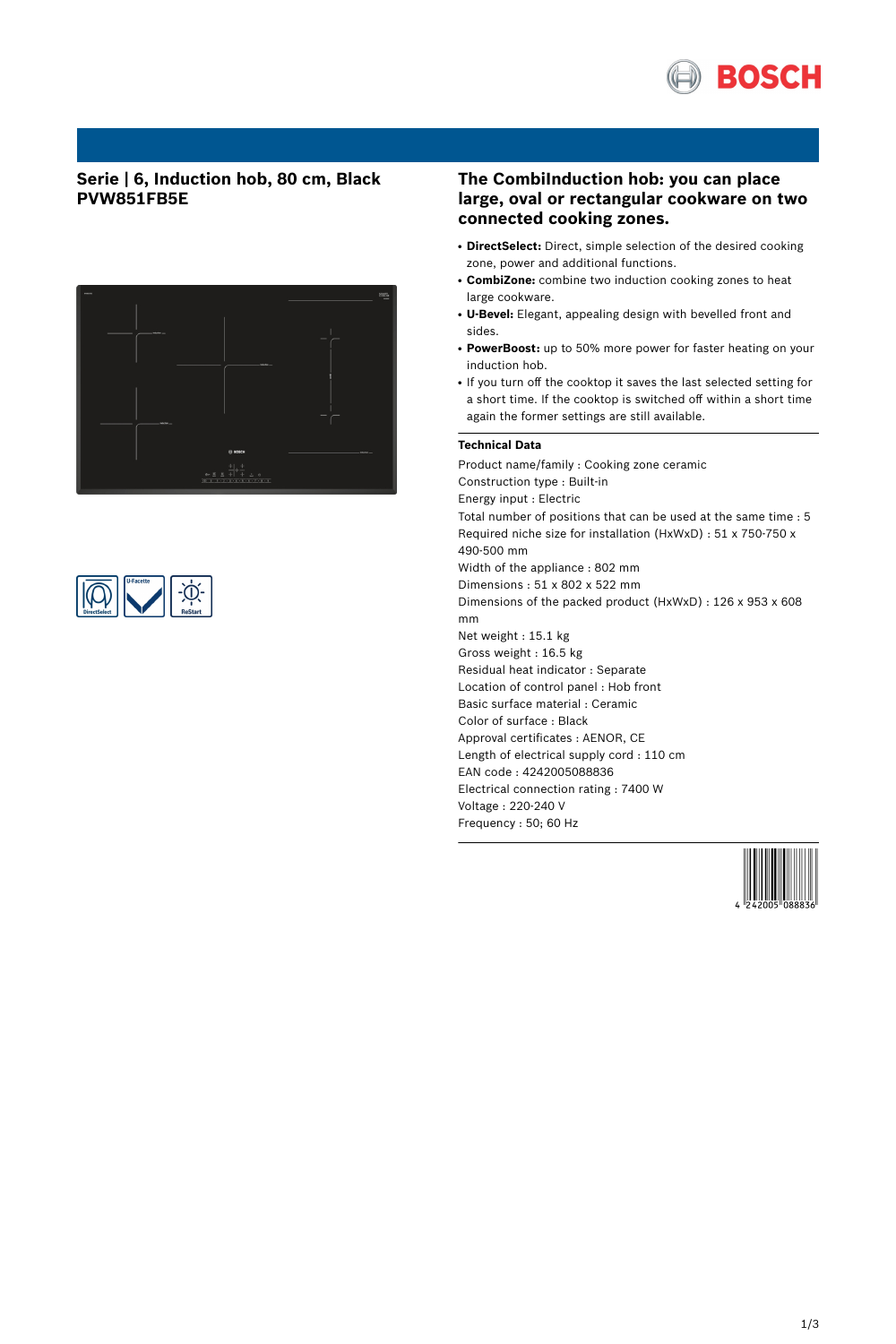# Serie | 6, Induction hob, 80 cm, Black
# PVW851FB5E

## The CombiInduction hob: you can place large, oval or rectangular cookware on two connected cooking zones.

- **DirectSelect:** Direct, simple selection of the desired cooking zone, power and additional functions.
- **CombiZone:** combine two induction cooking zones to heat large cookware.
- **U-Bevel:** Elegant, appealing design with bevelled front and sides.
- **PowerBoost:** up to 50% more power for faster heating on your induction hob.
- If you turn off the cooktop it saves the last selected setting for a short time. If the cooktop is switched off within a short time again the former settings are still available.

### Technical Data

Product name/family : Cooking zone ceramic
Construction type : Built-in
Energy input : Electric
Total number of positions that can be used at the same time : 5
Required niche size for installation (HxWxD) : 51 x 750-750 x 490-500 mm
Width of the appliance : 802 mm
Dimensions : 51 x 802 x 522 mm
Dimensions of the packed product (HxWxD) : 126 x 953 x 608 mm
Net weight : 15.1 kg
Gross weight : 16.5 kg
Residual heat indicator : Separate
Location of control panel : Hob front
Basic surface material : Ceramic
Color of surface : Black
Approval certificates : AENOR, CE
Length of electrical supply cord : 110 cm
EAN code : 4242005088836
Electrical connection rating : 7400 W
Voltage : 220-240 V
Frequency : 50; 60 Hz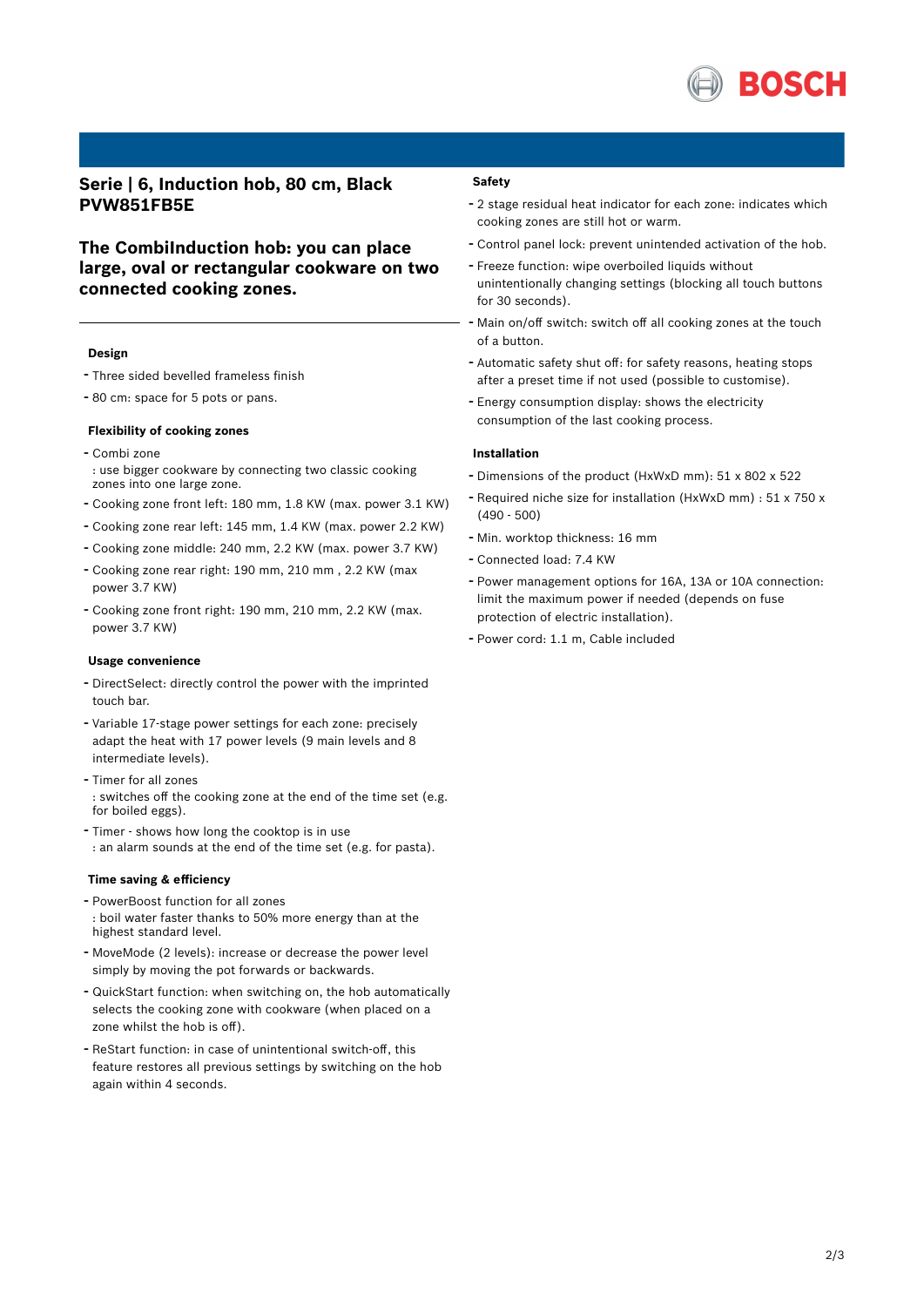# Serie | 6, Induction hob, 80 cm, Black PVW851FB5E

## The CombiInduction hob: you can place large, oval or rectangular cookware on two connected cooking zones.

### Design

- Three sided bevelled frameless finish
- 80 cm: space for 5 pots or pans.

### Flexibility of cooking zones

- Combi zone
  : use bigger cookware by connecting two classic cooking zones into one large zone.
- Cooking zone front left: 180 mm, 1.8 KW (max. power 3.1 KW)
- Cooking zone rear left: 145 mm, 1.4 KW (max. power 2.2 KW)
- Cooking zone middle: 240 mm, 2.2 KW (max. power 3.7 KW)
- Cooking zone rear right: 190 mm, 210 mm , 2.2 KW (max power 3.7 KW)
- Cooking zone front right: 190 mm, 210 mm, 2.2 KW (max. power 3.7 KW)

### Usage convenience

- DirectSelect: directly control the power with the imprinted touch bar.
- Variable 17-stage power settings for each zone: precisely adapt the heat with 17 power levels (9 main levels and 8 intermediate levels).
- Timer for all zones
  : switches off the cooking zone at the end of the time set (e.g. for boiled eggs).
- Timer - shows how long the cooktop is in use
  : an alarm sounds at the end of the time set (e.g. for pasta).

### Time saving & efficiency

- PowerBoost function for all zones
  : boil water faster thanks to 50% more energy than at the highest standard level.
- MoveMode (2 levels): increase or decrease the power level simply by moving the pot forwards or backwards.
- QuickStart function: when switching on, the hob automatically selects the cooking zone with cookware (when placed on a zone whilst the hob is off).
- ReStart function: in case of unintentional switch-off, this feature restores all previous settings by switching on the hob again within 4 seconds.

### Safety

- 2 stage residual heat indicator for each zone: indicates which cooking zones are still hot or warm.
- Control panel lock: prevent unintended activation of the hob.
- Freeze function: wipe overboiled liquids without unintentionally changing settings (blocking all touch buttons for 30 seconds).
- Main on/off switch: switch off all cooking zones at the touch of a button.
- Automatic safety shut off: for safety reasons, heating stops after a preset time if not used (possible to customise).
- Energy consumption display: shows the electricity consumption of the last cooking process.

### Installation

- Dimensions of the product (HxWxD mm): 51 x 802 x 522
- Required niche size for installation (HxWxD mm) : 51 x 750 x (490 - 500)
- Min. worktop thickness: 16 mm
- Connected load: 7.4 KW
- Power management options for 16A, 13A or 10A connection: limit the maximum power if needed (depends on fuse protection of electric installation).
- Power cord: 1.1 m, Cable included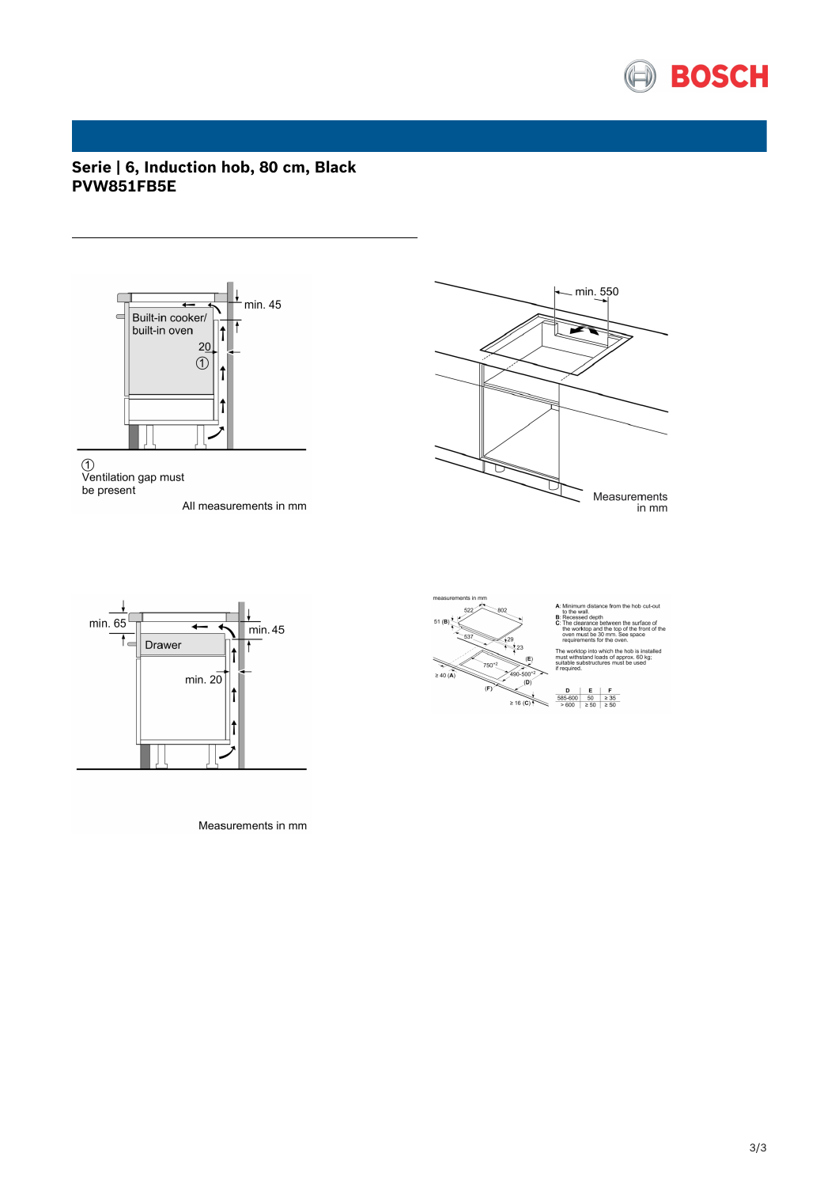# Serie | 6, Induction hob, 80 cm, Black
# PVW851FB5E

min. 45

Built-in cooker/ built-in oven

20

①

① Ventilation gap must be present

All measurements in mm

min. 550

Measurements in mm

min. 65

Drawer

min. 45

min. 20

Measurements in mm

measurements in mm

522

802

51 (B)

537

29

23

(E)

750+2

490-500+2

(D)

≥ 40 (A)

(F)

≥ 16 (C)

A: Minimum distance from the hob cut-out to the wall.
B: Recessed depth
C: The clearance between the surface of the worktop and the top of the front of the oven must be 30 mm. See space requirements for the oven.

The worktop into which the hob is installed must withstand loads of approx. 60 kg; suitable substructures must be used if required.

| D | E | F |
|---|---|---|
| 585-600 | 50 | ≥ 35 |
| > 600 | ≥ 50 | ≥ 50 |